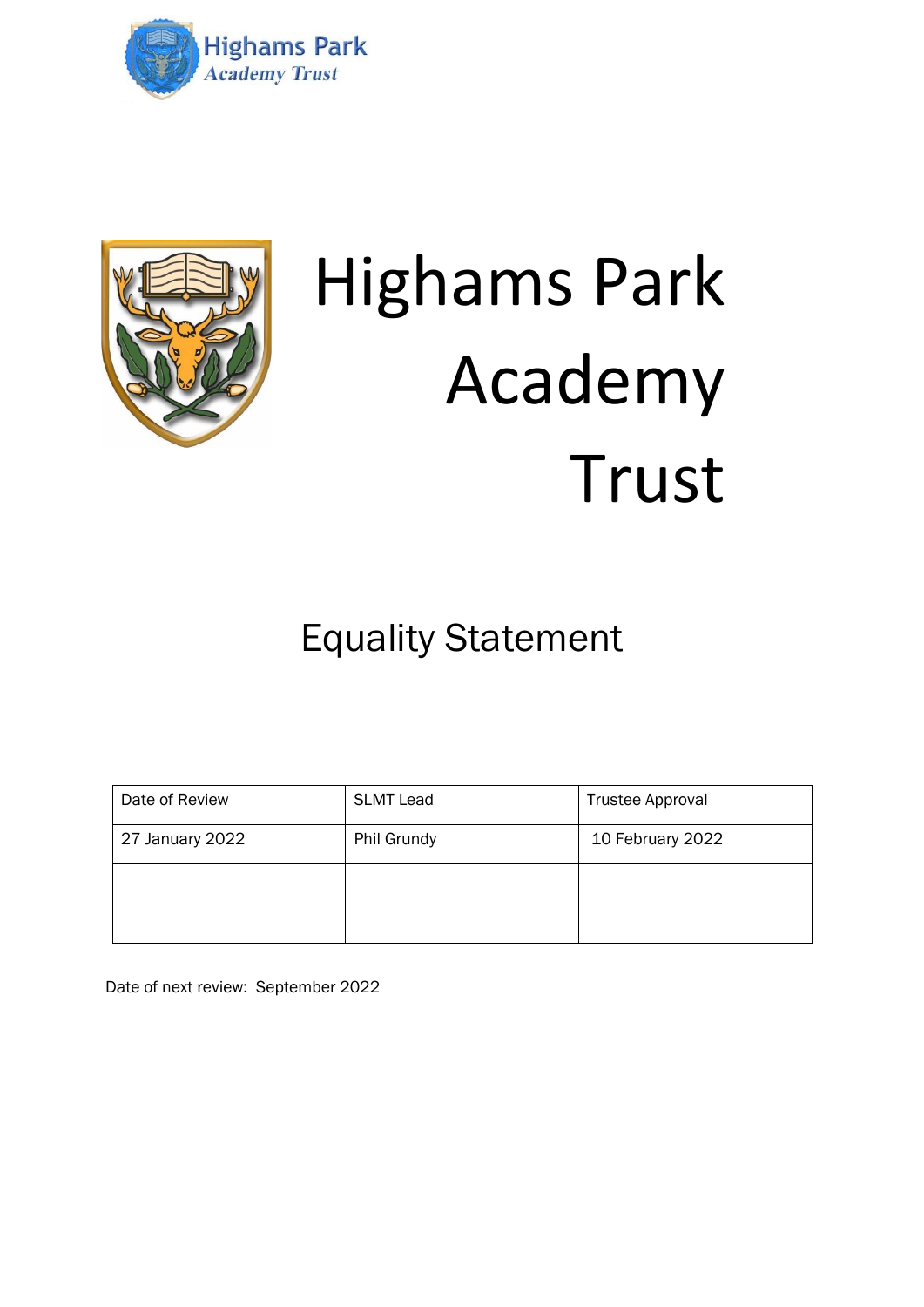Highams Park
Academy Trust

# Highams Park Academy Trust

## Equality Statement

| Date of Review | SLMT Lead | Trustee Approval |
|---|---|---|
| 27 January 2022 | Phil Grundy | 10 February 2022 |
| | | |
| | | |

Date of next review: September 2022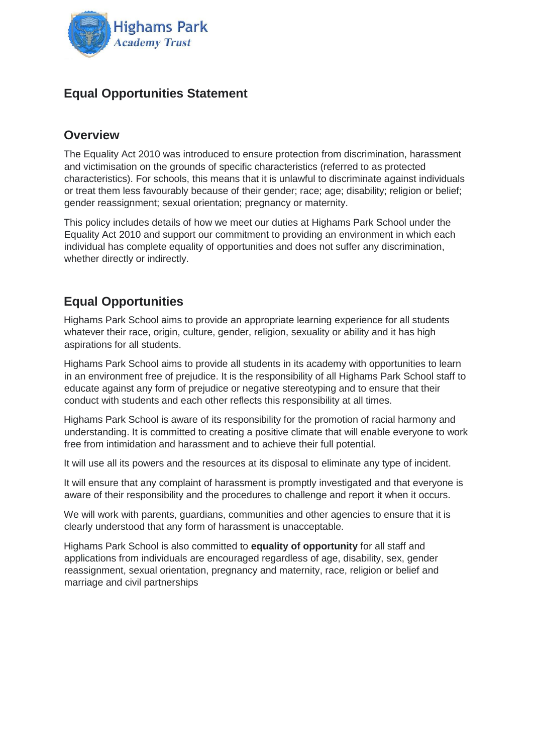## Equal Opportunities Statement

### Overview

The Equality Act 2010 was introduced to ensure protection from discrimination, harassment and victimisation on the grounds of specific characteristics (referred to as protected characteristics). For schools, this means that it is unlawful to discriminate against individuals or treat them less favourably because of their gender; race; age; disability; religion or belief; gender reassignment; sexual orientation; pregnancy or maternity.

This policy includes details of how we meet our duties at Highams Park School under the Equality Act 2010 and support our commitment to providing an environment in which each individual has complete equality of opportunities and does not suffer any discrimination, whether directly or indirectly.

### Equal Opportunities

Highams Park School aims to provide an appropriate learning experience for all students whatever their race, origin, culture, gender, religion, sexuality or ability and it has high aspirations for all students.

Highams Park School aims to provide all students in its academy with opportunities to learn in an environment free of prejudice. It is the responsibility of all Highams Park School staff to educate against any form of prejudice or negative stereotyping and to ensure that their conduct with students and each other reflects this responsibility at all times.

Highams Park School is aware of its responsibility for the promotion of racial harmony and understanding. It is committed to creating a positive climate that will enable everyone to work free from intimidation and harassment and to achieve their full potential.

It will use all its powers and the resources at its disposal to eliminate any type of incident.

It will ensure that any complaint of harassment is promptly investigated and that everyone is aware of their responsibility and the procedures to challenge and report it when it occurs.

We will work with parents, guardians, communities and other agencies to ensure that it is clearly understood that any form of harassment is unacceptable.

Highams Park School is also committed to **equality of opportunity** for all staff and applications from individuals are encouraged regardless of age, disability, sex, gender reassignment, sexual orientation, pregnancy and maternity, race, religion or belief and marriage and civil partnerships